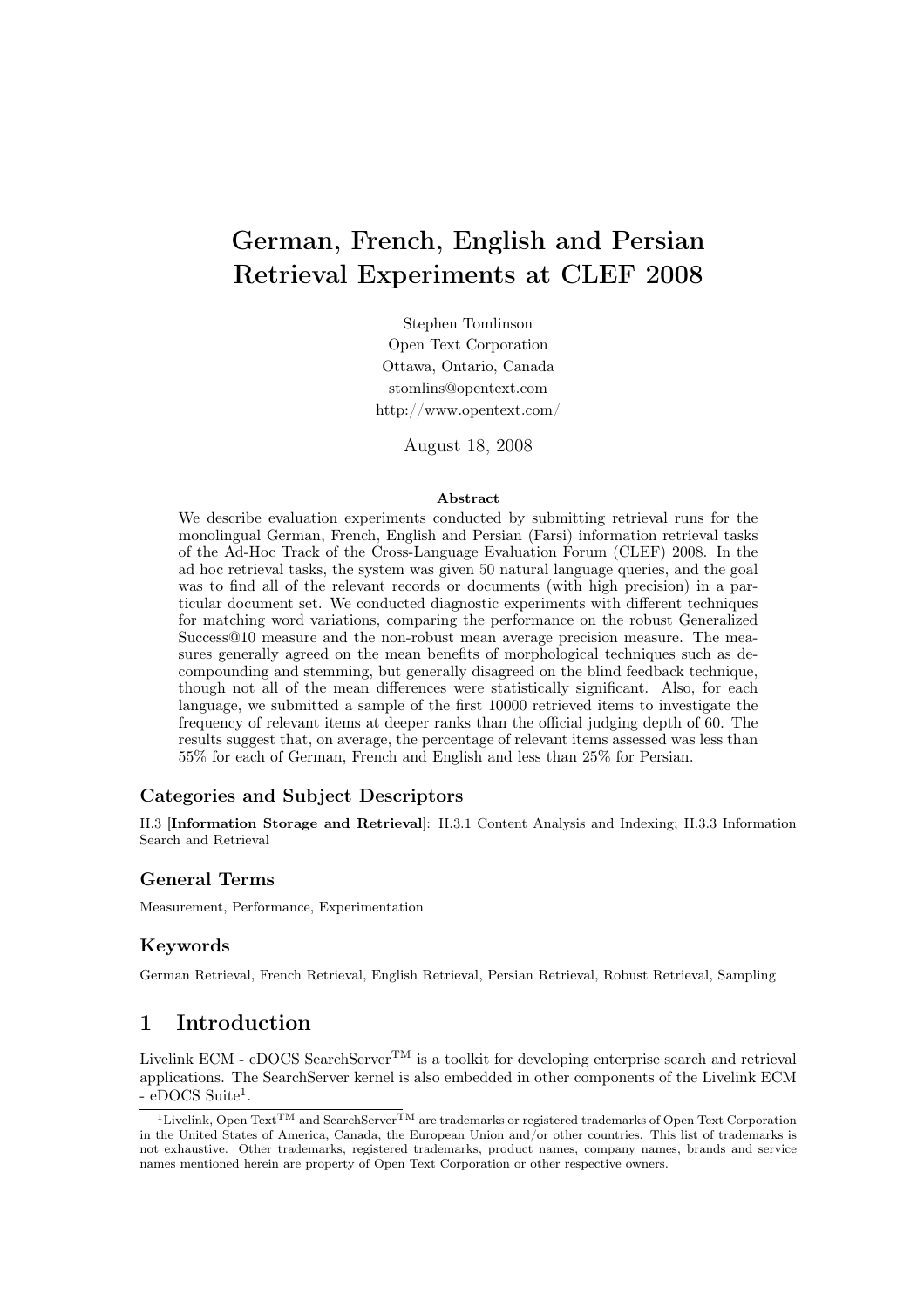# German, French, English and Persian Retrieval Experiments at CLEF 2008

Stephen Tomlinson
Open Text Corporation
Ottawa, Ontario, Canada
stomlins@opentext.com
http://www.opentext.com/

August 18, 2008

### Abstract

We describe evaluation experiments conducted by submitting retrieval runs for the monolingual German, French, English and Persian (Farsi) information retrieval tasks of the Ad-Hoc Track of the Cross-Language Evaluation Forum (CLEF) 2008. In the ad hoc retrieval tasks, the system was given 50 natural language queries, and the goal was to find all of the relevant records or documents (with high precision) in a particular document set. We conducted diagnostic experiments with different techniques for matching word variations, comparing the performance on the robust Generalized Success@10 measure and the non-robust mean average precision measure. The measures generally agreed on the mean benefits of morphological techniques such as decompounding and stemming, but generally disagreed on the blind feedback technique, though not all of the mean differences were statistically significant. Also, for each language, we submitted a sample of the first 10000 retrieved items to investigate the frequency of relevant items at deeper ranks than the official judging depth of 60. The results suggest that, on average, the percentage of relevant items assessed was less than 55% for each of German, French and English and less than 25% for Persian.

### Categories and Subject Descriptors

H.3 [**Information Storage and Retrieval**]: H.3.1 Content Analysis and Indexing; H.3.3 Information Search and Retrieval

### General Terms

Measurement, Performance, Experimentation

### Keywords

German Retrieval, French Retrieval, English Retrieval, Persian Retrieval, Robust Retrieval, Sampling

## 1 Introduction

Livelink ECM - eDOCS SearchServer™ is a toolkit for developing enterprise search and retrieval applications. The SearchServer kernel is also embedded in other components of the Livelink ECM - eDOCS Suite[1].

[1]Livelink, Open Text™ and SearchServer™ are trademarks or registered trademarks of Open Text Corporation in the United States of America, Canada, the European Union and/or other countries. This list of trademarks is not exhaustive. Other trademarks, registered trademarks, product names, company names, brands and service names mentioned herein are property of Open Text Corporation or other respective owners.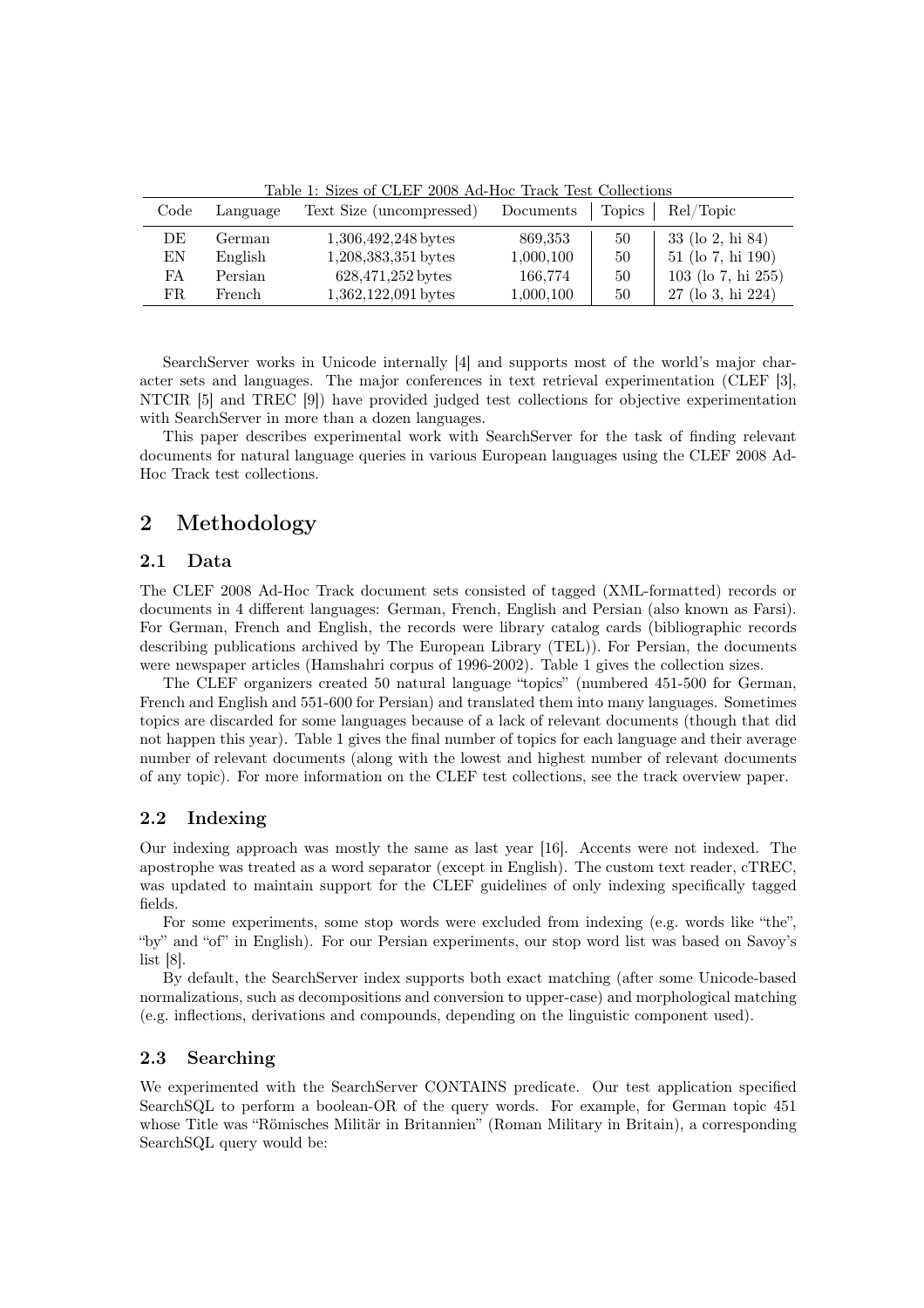Table 1: Sizes of CLEF 2008 Ad-Hoc Track Test Collections

| Code | Language | Text Size (uncompressed) | Documents | Topics | Rel/Topic |
|---|---|---|---|---|---|
| DE | German | 1,306,492,248 bytes | 869,353 | 50 | 33 (lo 2, hi 84) |
| EN | English | 1,208,383,351 bytes | 1,000,100 | 50 | 51 (lo 7, hi 190) |
| FA | Persian | 628,471,252 bytes | 166,774 | 50 | 103 (lo 7, hi 255) |
| FR | French | 1,362,122,091 bytes | 1,000,100 | 50 | 27 (lo 3, hi 224) |

SearchServer works in Unicode internally [4] and supports most of the world's major character sets and languages. The major conferences in text retrieval experimentation (CLEF [3], NTCIR [5] and TREC [9]) have provided judged test collections for objective experimentation with SearchServer in more than a dozen languages.

This paper describes experimental work with SearchServer for the task of finding relevant documents for natural language queries in various European languages using the CLEF 2008 Ad-Hoc Track test collections.

## 2 Methodology

### 2.1 Data

The CLEF 2008 Ad-Hoc Track document sets consisted of tagged (XML-formatted) records or documents in 4 different languages: German, French, English and Persian (also known as Farsi). For German, French and English, the records were library catalog cards (bibliographic records describing publications archived by The European Library (TEL)). For Persian, the documents were newspaper articles (Hamshahri corpus of 1996-2002). Table 1 gives the collection sizes.

The CLEF organizers created 50 natural language "topics" (numbered 451-500 for German, French and English and 551-600 for Persian) and translated them into many languages. Sometimes topics are discarded for some languages because of a lack of relevant documents (though that did not happen this year). Table 1 gives the final number of topics for each language and their average number of relevant documents (along with the lowest and highest number of relevant documents of any topic). For more information on the CLEF test collections, see the track overview paper.

### 2.2 Indexing

Our indexing approach was mostly the same as last year [16]. Accents were not indexed. The apostrophe was treated as a word separator (except in English). The custom text reader, cTREC, was updated to maintain support for the CLEF guidelines of only indexing specifically tagged fields.

For some experiments, some stop words were excluded from indexing (e.g. words like "the", "by" and "of" in English). For our Persian experiments, our stop word list was based on Savoy's list [8].

By default, the SearchServer index supports both exact matching (after some Unicode-based normalizations, such as decompositions and conversion to upper-case) and morphological matching (e.g. inflections, derivations and compounds, depending on the linguistic component used).

### 2.3 Searching

We experimented with the SearchServer CONTAINS predicate. Our test application specified SearchSQL to perform a boolean-OR of the query words. For example, for German topic 451 whose Title was "Römisches Militär in Britannien" (Roman Military in Britain), a corresponding SearchSQL query would be: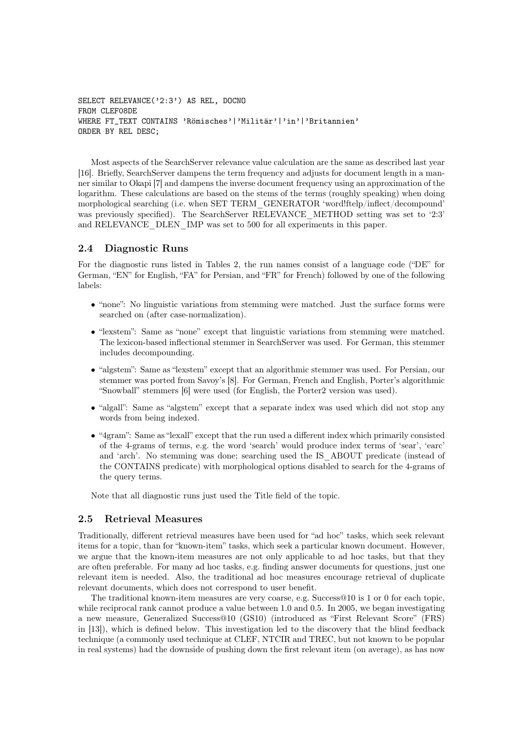```
SELECT RELEVANCE('2:3') AS REL, DOCNO
FROM CLEF08DE
WHERE FT_TEXT CONTAINS 'Römisches'|'Militär'|'in'|'Britannien'
ORDER BY REL DESC;
```

Most aspects of the SearchServer relevance value calculation are the same as described last year [16]. Briefly, SearchServer dampens the term frequency and adjusts for document length in a manner similar to Okapi [7] and dampens the inverse document frequency using an approximation of the logarithm. These calculations are based on the stems of the terms (roughly speaking) when doing morphological searching (i.e. when SET TERM_GENERATOR 'word!ftelp/inflect/decompound' was previously specified). The SearchServer RELEVANCE_METHOD setting was set to '2:3' and RELEVANCE_DLEN_IMP was set to 500 for all experiments in this paper.

### 2.4 Diagnostic Runs

For the diagnostic runs listed in Tables 2, the run names consist of a language code ("DE" for German, "EN" for English, "FA" for Persian, and "FR" for French) followed by one of the following labels:

- "none": No linguistic variations from stemming were matched. Just the surface forms were searched on (after case-normalization).
- "lexstem": Same as "none" except that linguistic variations from stemming were matched. The lexicon-based inflectional stemmer in SearchServer was used. For German, this stemmer includes decompounding.
- "algstem": Same as "lexstem" except that an algorithmic stemmer was used. For Persian, our stemmer was ported from Savoy's [8]. For German, French and English, Porter's algorithmic "Snowball" stemmers [6] were used (for English, the Porter2 version was used).
- "algall": Same as "algstem" except that a separate index was used which did not stop any words from being indexed.
- "4gram": Same as "lexall" except that the run used a different index which primarily consisted of the 4-grams of terms, e.g. the word 'search' would produce index terms of 'sear', 'earc' and 'arch'. No stemming was done; searching used the IS_ABOUT predicate (instead of the CONTAINS predicate) with morphological options disabled to search for the 4-grams of the query terms.

Note that all diagnostic runs just used the Title field of the topic.

### 2.5 Retrieval Measures

Traditionally, different retrieval measures have been used for "ad hoc" tasks, which seek relevant items for a topic, than for "known-item" tasks, which seek a particular known document. However, we argue that the known-item measures are not only applicable to ad hoc tasks, but that they are often preferable. For many ad hoc tasks, e.g. finding answer documents for questions, just one relevant item is needed. Also, the traditional ad hoc measures encourage retrieval of duplicate relevant documents, which does not correspond to user benefit.

The traditional known-item measures are very coarse, e.g. Success@10 is 1 or 0 for each topic, while reciprocal rank cannot produce a value between 1.0 and 0.5. In 2005, we began investigating a new measure, Generalized Success@10 (GS10) (introduced as "First Relevant Score" (FRS) in [13]), which is defined below. This investigation led to the discovery that the blind feedback technique (a commonly used technique at CLEF, NTCIR and TREC, but not known to be popular in real systems) had the downside of pushing down the first relevant item (on average), as has now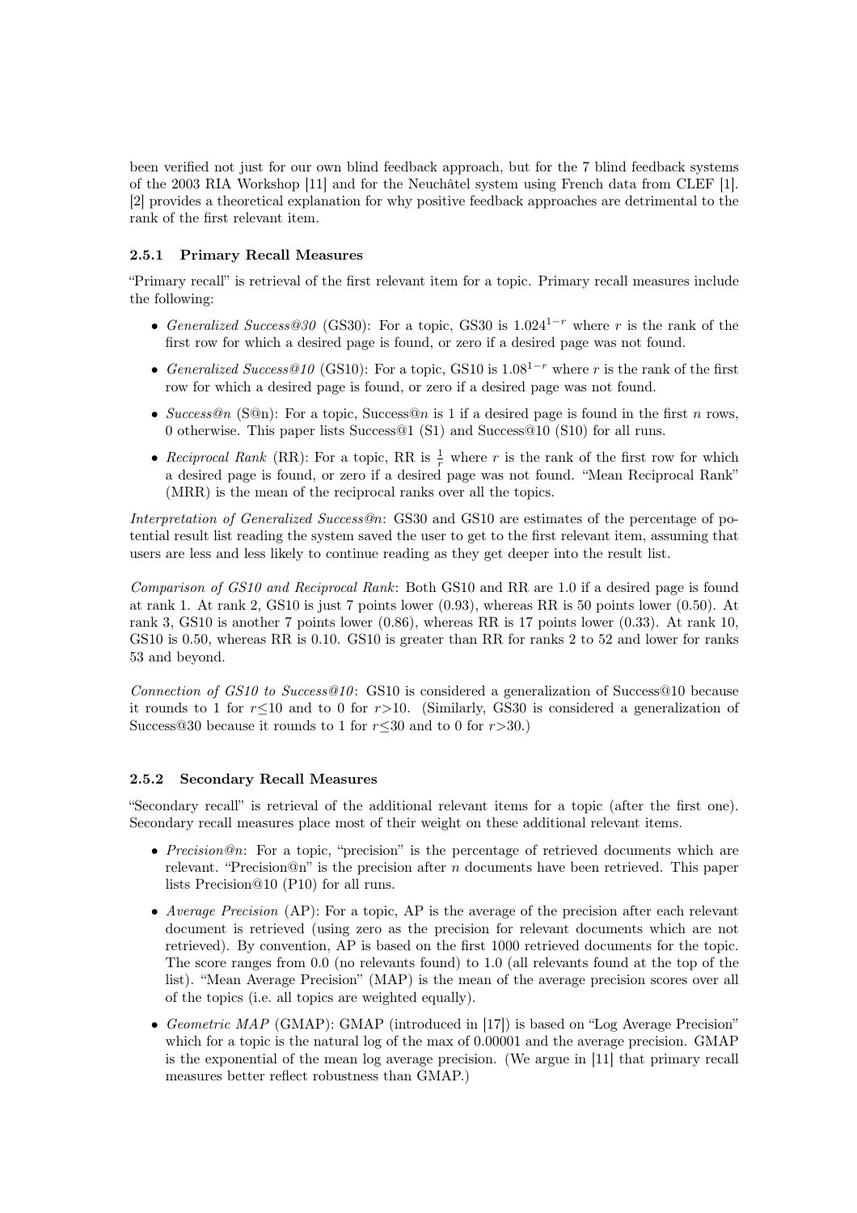been verified not just for our own blind feedback approach, but for the 7 blind feedback systems of the 2003 RIA Workshop [11] and for the Neuchâtel system using French data from CLEF [1]. [2] provides a theoretical explanation for why positive feedback approaches are detrimental to the rank of the first relevant item.

### 2.5.1 Primary Recall Measures

"Primary recall" is retrieval of the first relevant item for a topic. Primary recall measures include the following:

- *Generalized Success@30* (GS30): For a topic, GS30 is $1.024^{1-r}$ where $r$ is the rank of the first row for which a desired page is found, or zero if a desired page was not found.
- *Generalized Success@10* (GS10): For a topic, GS10 is $1.08^{1-r}$ where $r$ is the rank of the first row for which a desired page is found, or zero if a desired page was not found.
- *Success@n* (S@n): For a topic, Success@$n$ is 1 if a desired page is found in the first $n$ rows, 0 otherwise. This paper lists Success@1 (S1) and Success@10 (S10) for all runs.
- *Reciprocal Rank* (RR): For a topic, RR is $\frac{1}{r}$ where $r$ is the rank of the first row for which a desired page is found, or zero if a desired page was not found. "Mean Reciprocal Rank" (MRR) is the mean of the reciprocal ranks over all the topics.

*Interpretation of Generalized Success@n*: GS30 and GS10 are estimates of the percentage of potential result list reading the system saved the user to get to the first relevant item, assuming that users are less and less likely to continue reading as they get deeper into the result list.

*Comparison of GS10 and Reciprocal Rank*: Both GS10 and RR are 1.0 if a desired page is found at rank 1. At rank 2, GS10 is just 7 points lower (0.93), whereas RR is 50 points lower (0.50). At rank 3, GS10 is another 7 points lower (0.86), whereas RR is 17 points lower (0.33). At rank 10, GS10 is 0.50, whereas RR is 0.10. GS10 is greater than RR for ranks 2 to 52 and lower for ranks 53 and beyond.

*Connection of GS10 to Success@10*: GS10 is considered a generalization of Success@10 because it rounds to 1 for $r \leq 10$ and to 0 for $r > 10$. (Similarly, GS30 is considered a generalization of Success@30 because it rounds to 1 for $r \leq 30$ and to 0 for $r > 30$.)

### 2.5.2 Secondary Recall Measures

"Secondary recall" is retrieval of the additional relevant items for a topic (after the first one). Secondary recall measures place most of their weight on these additional relevant items.

- *Precision@n*: For a topic, "precision" is the percentage of retrieved documents which are relevant. "Precision@n" is the precision after $n$ documents have been retrieved. This paper lists Precision@10 (P10) for all runs.
- *Average Precision* (AP): For a topic, AP is the average of the precision after each relevant document is retrieved (using zero as the precision for relevant documents which are not retrieved). By convention, AP is based on the first 1000 retrieved documents for the topic. The score ranges from 0.0 (no relevants found) to 1.0 (all relevants found at the top of the list). "Mean Average Precision" (MAP) is the mean of the average precision scores over all of the topics (i.e. all topics are weighted equally).
- *Geometric MAP* (GMAP): GMAP (introduced in [17]) is based on "Log Average Precision" which for a topic is the natural log of the max of 0.00001 and the average precision. GMAP is the exponential of the mean log average precision. (We argue in [11] that primary recall measures better reflect robustness than GMAP.)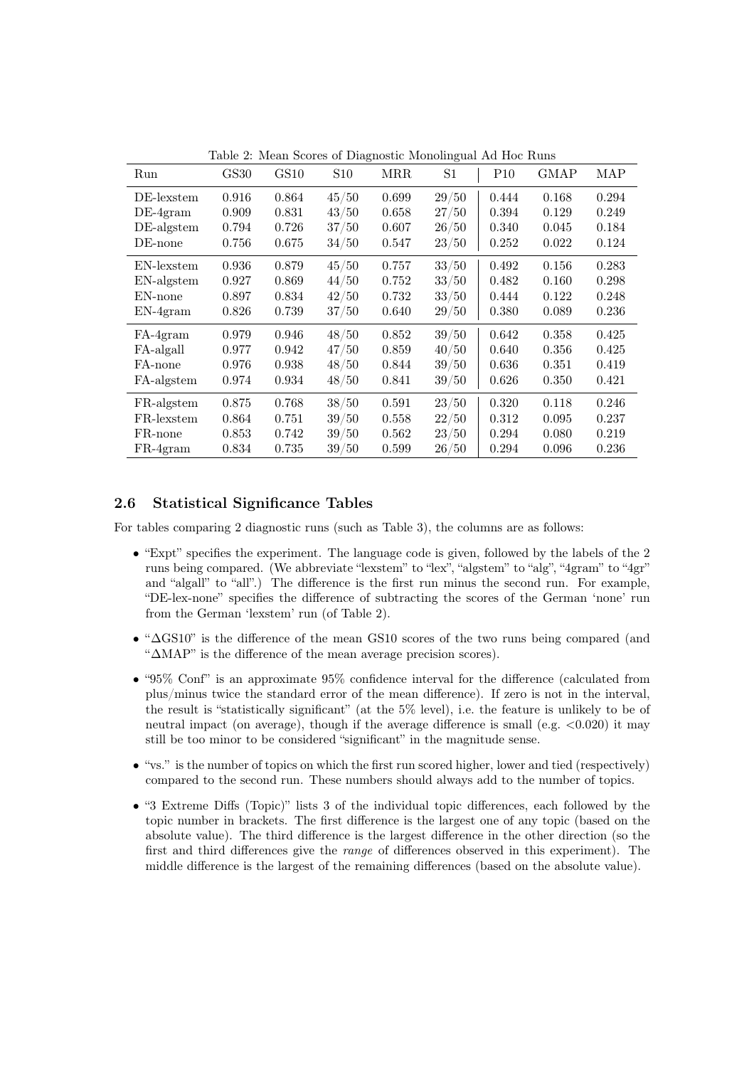Table 2: Mean Scores of Diagnostic Monolingual Ad Hoc Runs

| Run | GS30 | GS10 | S10 | MRR | S1 | P10 | GMAP | MAP |
|---|---|---|---|---|---|---|---|---|
| DE-lexstem | 0.916 | 0.864 | 45/50 | 0.699 | 29/50 | 0.444 | 0.168 | 0.294 |
| DE-4gram | 0.909 | 0.831 | 43/50 | 0.658 | 27/50 | 0.394 | 0.129 | 0.249 |
| DE-algstem | 0.794 | 0.726 | 37/50 | 0.607 | 26/50 | 0.340 | 0.045 | 0.184 |
| DE-none | 0.756 | 0.675 | 34/50 | 0.547 | 23/50 | 0.252 | 0.022 | 0.124 |
| EN-lexstem | 0.936 | 0.879 | 45/50 | 0.757 | 33/50 | 0.492 | 0.156 | 0.283 |
| EN-algstem | 0.927 | 0.869 | 44/50 | 0.752 | 33/50 | 0.482 | 0.160 | 0.298 |
| EN-none | 0.897 | 0.834 | 42/50 | 0.732 | 33/50 | 0.444 | 0.122 | 0.248 |
| EN-4gram | 0.826 | 0.739 | 37/50 | 0.640 | 29/50 | 0.380 | 0.089 | 0.236 |
| FA-4gram | 0.979 | 0.946 | 48/50 | 0.852 | 39/50 | 0.642 | 0.358 | 0.425 |
| FA-algall | 0.977 | 0.942 | 47/50 | 0.859 | 40/50 | 0.640 | 0.356 | 0.425 |
| FA-none | 0.976 | 0.938 | 48/50 | 0.844 | 39/50 | 0.636 | 0.351 | 0.419 |
| FA-algstem | 0.974 | 0.934 | 48/50 | 0.841 | 39/50 | 0.626 | 0.350 | 0.421 |
| FR-algstem | 0.875 | 0.768 | 38/50 | 0.591 | 23/50 | 0.320 | 0.118 | 0.246 |
| FR-lexstem | 0.864 | 0.751 | 39/50 | 0.558 | 22/50 | 0.312 | 0.095 | 0.237 |
| FR-none | 0.853 | 0.742 | 39/50 | 0.562 | 23/50 | 0.294 | 0.080 | 0.219 |
| FR-4gram | 0.834 | 0.735 | 39/50 | 0.599 | 26/50 | 0.294 | 0.096 | 0.236 |

## 2.6 Statistical Significance Tables

For tables comparing 2 diagnostic runs (such as Table 3), the columns are as follows:

- "Expt" specifies the experiment. The language code is given, followed by the labels of the 2 runs being compared. (We abbreviate "lexstem" to "lex", "algstem" to "alg", "4gram" to "4gr" and "algall" to "all".) The difference is the first run minus the second run. For example, "DE-lex-none" specifies the difference of subtracting the scores of the German 'none' run from the German 'lexstem' run (of Table 2).
- "ΔGS10" is the difference of the mean GS10 scores of the two runs being compared (and "ΔMAP" is the difference of the mean average precision scores).
- "95% Conf" is an approximate 95% confidence interval for the difference (calculated from plus/minus twice the standard error of the mean difference). If zero is not in the interval, the result is "statistically significant" (at the 5% level), i.e. the feature is unlikely to be of neutral impact (on average), though if the average difference is small (e.g. <0.020) it may still be too minor to be considered "significant" in the magnitude sense.
- "vs." is the number of topics on which the first run scored higher, lower and tied (respectively) compared to the second run. These numbers should always add to the number of topics.
- "3 Extreme Diffs (Topic)" lists 3 of the individual topic differences, each followed by the topic number in brackets. The first difference is the largest one of any topic (based on the absolute value). The third difference is the largest difference in the other direction (so the first and third differences give the *range* of differences observed in this experiment). The middle difference is the largest of the remaining differences (based on the absolute value).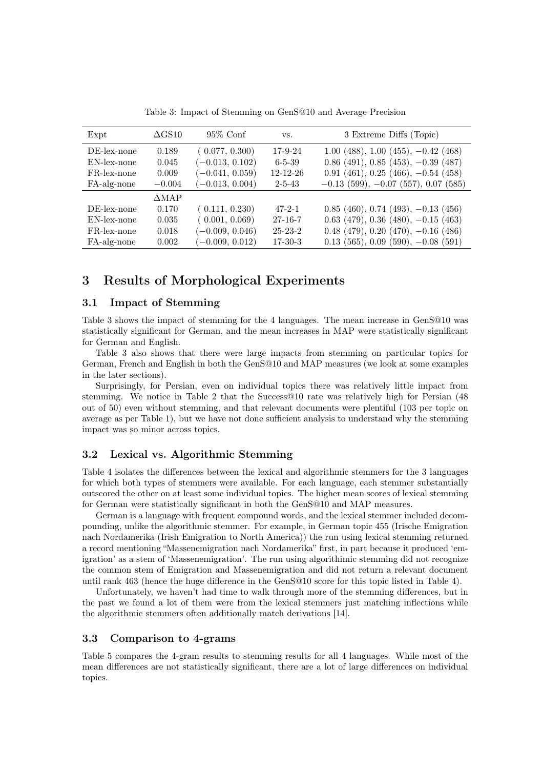Table 3: Impact of Stemming on GenS@10 and Average Precision

| Expt | ΔGS10 | 95% Conf | vs. | 3 Extreme Diffs (Topic) |
|---|---|---|---|---|
| DE-lex-none | 0.189 | ( 0.077, 0.300) | 17-9-24 | 1.00 (488), 1.00 (455), −0.42 (468) |
| EN-lex-none | 0.045 | (−0.013, 0.102) | 6-5-39 | 0.86 (491), 0.85 (453), −0.39 (487) |
| FR-lex-none | 0.009 | (−0.041, 0.059) | 12-12-26 | 0.91 (461), 0.25 (466), −0.54 (458) |
| FA-alg-none | −0.004 | (−0.013, 0.004) | 2-5-43 | −0.13 (599), −0.07 (557), 0.07 (585) |
| | ΔMAP | | | |
| DE-lex-none | 0.170 | ( 0.111, 0.230) | 47-2-1 | 0.85 (460), 0.74 (493), −0.13 (456) |
| EN-lex-none | 0.035 | ( 0.001, 0.069) | 27-16-7 | 0.63 (479), 0.36 (480), −0.15 (463) |
| FR-lex-none | 0.018 | (−0.009, 0.046) | 25-23-2 | 0.48 (479), 0.20 (470), −0.16 (486) |
| FA-alg-none | 0.002 | (−0.009, 0.012) | 17-30-3 | 0.13 (565), 0.09 (590), −0.08 (591) |

# 3 Results of Morphological Experiments

## 3.1 Impact of Stemming

Table 3 shows the impact of stemming for the 4 languages. The mean increase in GenS@10 was statistically significant for German, and the mean increases in MAP were statistically significant for German and English.

Table 3 also shows that there were large impacts from stemming on particular topics for German, French and English in both the GenS@10 and MAP measures (we look at some examples in the later sections).

Surprisingly, for Persian, even on individual topics there was relatively little impact from stemming. We notice in Table 2 that the Success@10 rate was relatively high for Persian (48 out of 50) even without stemming, and that relevant documents were plentiful (103 per topic on average as per Table 1), but we have not done sufficient analysis to understand why the stemming impact was so minor across topics.

## 3.2 Lexical vs. Algorithmic Stemming

Table 4 isolates the differences between the lexical and algorithmic stemmers for the 3 languages for which both types of stemmers were available. For each language, each stemmer substantially outscored the other on at least some individual topics. The higher mean scores of lexical stemming for German were statistically significant in both the GenS@10 and MAP measures.

German is a language with frequent compound words, and the lexical stemmer included decompounding, unlike the algorithmic stemmer. For example, in German topic 455 (Irische Emigration nach Nordamerika (Irish Emigration to North America)) the run using lexical stemming returned a record mentioning "Massenemigration nach Nordamerika" first, in part because it produced 'emigration' as a stem of 'Massenemigration'. The run using algorithimic stemming did not recognize the common stem of Emigration and Massenemigration and did not return a relevant document until rank 463 (hence the huge difference in the GenS@10 score for this topic listed in Table 4).

Unfortunately, we haven't had time to walk through more of the stemming differences, but in the past we found a lot of them were from the lexical stemmers just matching inflections while the algorithmic stemmers often additionally match derivations [14].

## 3.3 Comparison to 4-grams

Table 5 compares the 4-gram results to stemming results for all 4 languages. While most of the mean differences are not statistically significant, there are a lot of large differences on individual topics.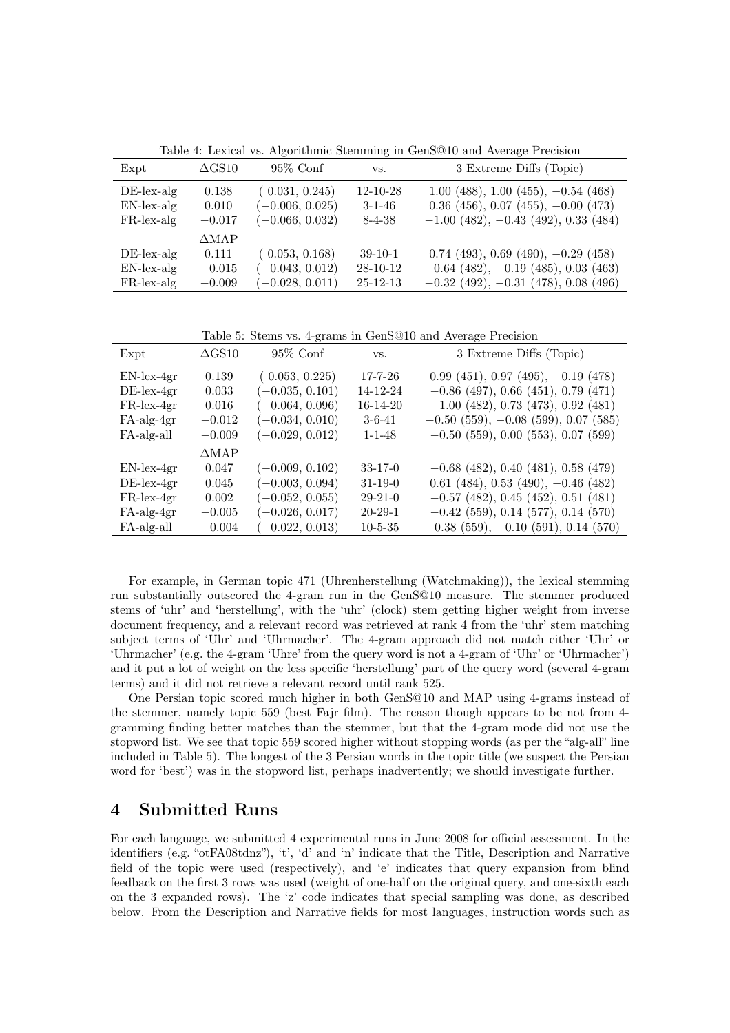Table 4: Lexical vs. Algorithmic Stemming in GenS@10 and Average Precision

| Expt | ΔGS10 | 95% Conf | vs. | 3 Extreme Diffs (Topic) |
|---|---|---|---|---|
| DE-lex-alg | 0.138 | ( 0.031, 0.245) | 12-10-28 | 1.00 (488), 1.00 (455), −0.54 (468) |
| EN-lex-alg | 0.010 | (−0.006, 0.025) | 3-1-46 | 0.36 (456), 0.07 (455), −0.00 (473) |
| FR-lex-alg | −0.017 | (−0.066, 0.032) | 8-4-38 | −1.00 (482), −0.43 (492), 0.33 (484) |
| | ΔMAP | | | |
| DE-lex-alg | 0.111 | ( 0.053, 0.168) | 39-10-1 | 0.74 (493), 0.69 (490), −0.29 (458) |
| EN-lex-alg | −0.015 | (−0.043, 0.012) | 28-10-12 | −0.64 (482), −0.19 (485), 0.03 (463) |
| FR-lex-alg | −0.009 | (−0.028, 0.011) | 25-12-13 | −0.32 (492), −0.31 (478), 0.08 (496) |

Table 5: Stems vs. 4-grams in GenS@10 and Average Precision

| Expt | ΔGS10 | 95% Conf | vs. | 3 Extreme Diffs (Topic) |
|---|---|---|---|---|
| EN-lex-4gr | 0.139 | ( 0.053, 0.225) | 17-7-26 | 0.99 (451), 0.97 (495), −0.19 (478) |
| DE-lex-4gr | 0.033 | (−0.035, 0.101) | 14-12-24 | −0.86 (497), 0.66 (451), 0.79 (471) |
| FR-lex-4gr | 0.016 | (−0.064, 0.096) | 16-14-20 | −1.00 (482), 0.73 (473), 0.92 (481) |
| FA-alg-4gr | −0.012 | (−0.034, 0.010) | 3-6-41 | −0.50 (559), −0.08 (599), 0.07 (585) |
| FA-alg-all | −0.009 | (−0.029, 0.012) | 1-1-48 | −0.50 (559), 0.00 (553), 0.07 (599) |
| | ΔMAP | | | |
| EN-lex-4gr | 0.047 | (−0.009, 0.102) | 33-17-0 | −0.68 (482), 0.40 (481), 0.58 (479) |
| DE-lex-4gr | 0.045 | (−0.003, 0.094) | 31-19-0 | 0.61 (484), 0.53 (490), −0.46 (482) |
| FR-lex-4gr | 0.002 | (−0.052, 0.055) | 29-21-0 | −0.57 (482), 0.45 (452), 0.51 (481) |
| FA-alg-4gr | −0.005 | (−0.026, 0.017) | 20-29-1 | −0.42 (559), 0.14 (577), 0.14 (570) |
| FA-alg-all | −0.004 | (−0.022, 0.013) | 10-5-35 | −0.38 (559), −0.10 (591), 0.14 (570) |

For example, in German topic 471 (Uhrenherstellung (Watchmaking)), the lexical stemming run substantially outscored the 4-gram run in the GenS@10 measure. The stemmer produced stems of 'uhr' and 'herstellung', with the 'uhr' (clock) stem getting higher weight from inverse document frequency, and a relevant record was retrieved at rank 4 from the 'uhr' stem matching subject terms of 'Uhr' and 'Uhrmacher'. The 4-gram approach did not match either 'Uhr' or 'Uhrmacher' (e.g. the 4-gram 'Uhre' from the query word is not a 4-gram of 'Uhr' or 'Uhrmacher') and it put a lot of weight on the less specific 'herstellung' part of the query word (several 4-gram terms) and it did not retrieve a relevant record until rank 525.

One Persian topic scored much higher in both GenS@10 and MAP using 4-grams instead of the stemmer, namely topic 559 (best Fajr film). The reason though appears to be not from 4-gramming finding better matches than the stemmer, but that the 4-gram mode did not use the stopword list. We see that topic 559 scored higher without stopping words (as per the "alg-all" line included in Table 5). The longest of the 3 Persian words in the topic title (we suspect the Persian word for 'best') was in the stopword list, perhaps inadvertently; we should investigate further.

## 4 Submitted Runs

For each language, we submitted 4 experimental runs in June 2008 for official assessment. In the identifiers (e.g. "otFA08tdnz"), 't', 'd' and 'n' indicate that the Title, Description and Narrative field of the topic were used (respectively), and 'e' indicates that query expansion from blind feedback on the first 3 rows was used (weight of one-half on the original query, and one-sixth each on the 3 expanded rows). The 'z' code indicates that special sampling was done, as described below. From the Description and Narrative fields for most languages, instruction words such as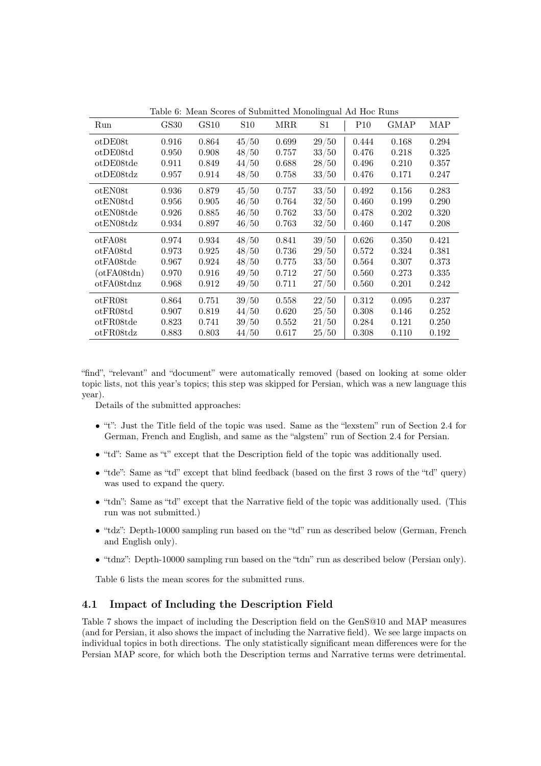Table 6: Mean Scores of Submitted Monolingual Ad Hoc Runs

| Run | GS30 | GS10 | S10 | MRR | S1 | P10 | GMAP | MAP |
|---|---|---|---|---|---|---|---|---|
| otDE08t | 0.916 | 0.864 | 45/50 | 0.699 | 29/50 | 0.444 | 0.168 | 0.294 |
| otDE08td | 0.950 | 0.908 | 48/50 | 0.757 | 33/50 | 0.476 | 0.218 | 0.325 |
| otDE08tde | 0.911 | 0.849 | 44/50 | 0.688 | 28/50 | 0.496 | 0.210 | 0.357 |
| otDE08tdz | 0.957 | 0.914 | 48/50 | 0.758 | 33/50 | 0.476 | 0.171 | 0.247 |
| otEN08t | 0.936 | 0.879 | 45/50 | 0.757 | 33/50 | 0.492 | 0.156 | 0.283 |
| otEN08td | 0.956 | 0.905 | 46/50 | 0.764 | 32/50 | 0.460 | 0.199 | 0.290 |
| otEN08tde | 0.926 | 0.885 | 46/50 | 0.762 | 33/50 | 0.478 | 0.202 | 0.320 |
| otEN08tdz | 0.934 | 0.897 | 46/50 | 0.763 | 32/50 | 0.460 | 0.147 | 0.208 |
| otFA08t | 0.974 | 0.934 | 48/50 | 0.841 | 39/50 | 0.626 | 0.350 | 0.421 |
| otFA08td | 0.973 | 0.925 | 48/50 | 0.736 | 29/50 | 0.572 | 0.324 | 0.381 |
| otFA08tde | 0.967 | 0.924 | 48/50 | 0.775 | 33/50 | 0.564 | 0.307 | 0.373 |
| (otFA08tdn) | 0.970 | 0.916 | 49/50 | 0.712 | 27/50 | 0.560 | 0.273 | 0.335 |
| otFA08tdnz | 0.968 | 0.912 | 49/50 | 0.711 | 27/50 | 0.560 | 0.201 | 0.242 |
| otFR08t | 0.864 | 0.751 | 39/50 | 0.558 | 22/50 | 0.312 | 0.095 | 0.237 |
| otFR08td | 0.907 | 0.819 | 44/50 | 0.620 | 25/50 | 0.308 | 0.146 | 0.252 |
| otFR08tde | 0.823 | 0.741 | 39/50 | 0.552 | 21/50 | 0.284 | 0.121 | 0.250 |
| otFR08tdz | 0.883 | 0.803 | 44/50 | 0.617 | 25/50 | 0.308 | 0.110 | 0.192 |

"find", "relevant" and "document" were automatically removed (based on looking at some older topic lists, not this year's topics; this step was skipped for Persian, which was a new language this year).

Details of the submitted approaches:

- "t": Just the Title field of the topic was used. Same as the "lexstem" run of Section 2.4 for German, French and English, and same as the "algstem" run of Section 2.4 for Persian.
- "td": Same as "t" except that the Description field of the topic was additionally used.
- "tde": Same as "td" except that blind feedback (based on the first 3 rows of the "td" query) was used to expand the query.
- "tdn": Same as "td" except that the Narrative field of the topic was additionally used. (This run was not submitted.)
- "tdz": Depth-10000 sampling run based on the "td" run as described below (German, French and English only).
- "tdnz": Depth-10000 sampling run based on the "tdn" run as described below (Persian only).

Table 6 lists the mean scores for the submitted runs.

## 4.1 Impact of Including the Description Field

Table 7 shows the impact of including the Description field on the GenS@10 and MAP measures (and for Persian, it also shows the impact of including the Narrative field). We see large impacts on individual topics in both directions. The only statistically significant mean differences were for the Persian MAP score, for which both the Description terms and Narrative terms were detrimental.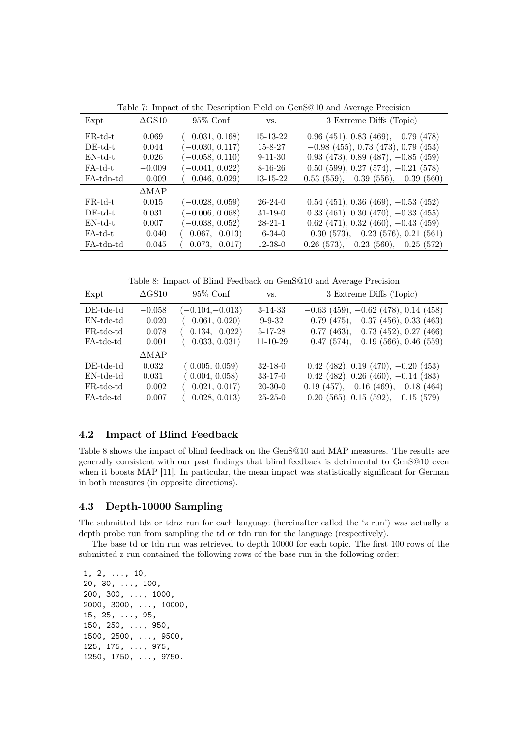Table 7: Impact of the Description Field on GenS@10 and Average Precision

| Expt | $\Delta$GS10 | 95% Conf | vs. | 3 Extreme Diffs (Topic) |
|---|---|---|---|---|
| FR-td-t | 0.069 | (−0.031, 0.168) | 15-13-22 | 0.96 (451), 0.83 (469), −0.79 (478) |
| DE-td-t | 0.044 | (−0.030, 0.117) | 15-8-27 | −0.98 (455), 0.73 (473), 0.79 (453) |
| EN-td-t | 0.026 | (−0.058, 0.110) | 9-11-30 | 0.93 (473), 0.89 (487), −0.85 (459) |
| FA-td-t | −0.009 | (−0.041, 0.022) | 8-16-26 | 0.50 (599), 0.27 (574), −0.21 (578) |
| FA-tdn-td | −0.009 | (−0.046, 0.029) | 13-15-22 | 0.53 (559), −0.39 (556), −0.39 (560) |
| | $\Delta$MAP | | | |
| FR-td-t | 0.015 | (−0.028, 0.059) | 26-24-0 | 0.54 (451), 0.36 (469), −0.53 (452) |
| DE-td-t | 0.031 | (−0.006, 0.068) | 31-19-0 | 0.33 (461), 0.30 (470), −0.33 (455) |
| EN-td-t | 0.007 | (−0.038, 0.052) | 28-21-1 | 0.62 (471), 0.32 (460), −0.43 (459) |
| FA-td-t | −0.040 | (−0.067, −0.013) | 16-34-0 | −0.30 (573), −0.23 (576), 0.21 (561) |
| FA-tdn-td | −0.045 | (−0.073, −0.017) | 12-38-0 | 0.26 (573), −0.23 (560), −0.25 (572) |

Table 8: Impact of Blind Feedback on GenS@10 and Average Precision

| Expt | $\Delta$GS10 | 95% Conf | vs. | 3 Extreme Diffs (Topic) |
|---|---|---|---|---|
| DE-tde-td | −0.058 | (−0.104, −0.013) | 3-14-33 | −0.63 (459), −0.62 (478), 0.14 (458) |
| EN-tde-td | −0.020 | (−0.061, 0.020) | 9-9-32 | −0.79 (475), −0.37 (456), 0.33 (463) |
| FR-tde-td | −0.078 | (−0.134, −0.022) | 5-17-28 | −0.77 (463), −0.73 (452), 0.27 (466) |
| FA-tde-td | −0.001 | (−0.033, 0.031) | 11-10-29 | −0.47 (574), −0.19 (566), 0.46 (559) |
| | $\Delta$MAP | | | |
| DE-tde-td | 0.032 | ( 0.005, 0.059) | 32-18-0 | 0.42 (482), 0.19 (470), −0.20 (453) |
| EN-tde-td | 0.031 | ( 0.004, 0.058) | 33-17-0 | 0.42 (482), 0.26 (460), −0.14 (483) |
| FR-tde-td | −0.002 | (−0.021, 0.017) | 20-30-0 | 0.19 (457), −0.16 (469), −0.18 (464) |
| FA-tde-td | −0.007 | (−0.028, 0.013) | 25-25-0 | 0.20 (565), 0.15 (592), −0.15 (579) |

### 4.2 Impact of Blind Feedback

Table 8 shows the impact of blind feedback on the GenS@10 and MAP measures. The results are generally consistent with our past findings that blind feedback is detrimental to GenS@10 even when it boosts MAP [11]. In particular, the mean impact was statistically significant for German in both measures (in opposite directions).

### 4.3 Depth-10000 Sampling

The submitted tdz or tdnz run for each language (hereinafter called the 'z run') was actually a depth probe run from sampling the td or tdn run for the language (respectively).

The base td or tdn run was retrieved to depth 10000 for each topic. The first 100 rows of the submitted z run contained the following rows of the base run in the following order:

```
1, 2, ..., 10,
20, 30, ..., 100,
200, 300, ..., 1000,
2000, 3000, ..., 10000,
15, 25, ..., 95,
150, 250, ..., 950,
1500, 2500, ..., 9500,
125, 175, ..., 975,
1250, 1750, ..., 9750.
```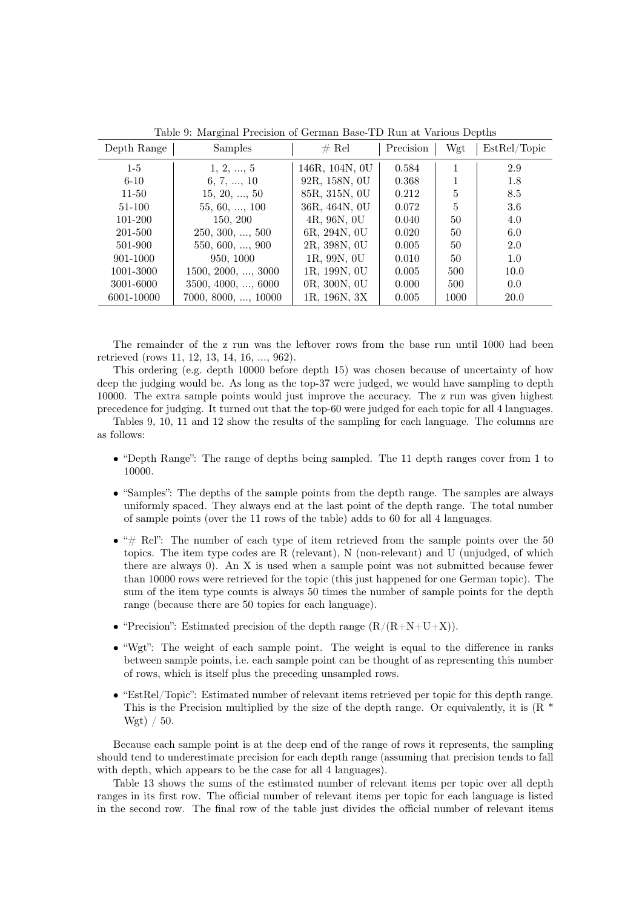Table 9: Marginal Precision of German Base-TD Run at Various Depths

| Depth Range | Samples | # Rel | Precision | Wgt | EstRel/Topic |
|---|---|---|---|---|---|
| 1-5 | 1, 2, ..., 5 | 146R, 104N, 0U | 0.584 | 1 | 2.9 |
| 6-10 | 6, 7, ..., 10 | 92R, 158N, 0U | 0.368 | 1 | 1.8 |
| 11-50 | 15, 20, ..., 50 | 85R, 315N, 0U | 0.212 | 5 | 8.5 |
| 51-100 | 55, 60, ..., 100 | 36R, 464N, 0U | 0.072 | 5 | 3.6 |
| 101-200 | 150, 200 | 4R, 96N, 0U | 0.040 | 50 | 4.0 |
| 201-500 | 250, 300, ..., 500 | 6R, 294N, 0U | 0.020 | 50 | 6.0 |
| 501-900 | 550, 600, ..., 900 | 2R, 398N, 0U | 0.005 | 50 | 2.0 |
| 901-1000 | 950, 1000 | 1R, 99N, 0U | 0.010 | 50 | 1.0 |
| 1001-3000 | 1500, 2000, ..., 3000 | 1R, 199N, 0U | 0.005 | 500 | 10.0 |
| 3001-6000 | 3500, 4000, ..., 6000 | 0R, 300N, 0U | 0.000 | 500 | 0.0 |
| 6001-10000 | 7000, 8000, ..., 10000 | 1R, 196N, 3X | 0.005 | 1000 | 20.0 |

The remainder of the z run was the leftover rows from the base run until 1000 had been retrieved (rows 11, 12, 13, 14, 16, ..., 962).

This ordering (e.g. depth 10000 before depth 15) was chosen because of uncertainty of how deep the judging would be. As long as the top-37 were judged, we would have sampling to depth 10000. The extra sample points would just improve the accuracy. The z run was given highest precedence for judging. It turned out that the top-60 were judged for each topic for all 4 languages.

Tables 9, 10, 11 and 12 show the results of the sampling for each language. The columns are as follows:

- "Depth Range": The range of depths being sampled. The 11 depth ranges cover from 1 to 10000.
- "Samples": The depths of the sample points from the depth range. The samples are always uniformly spaced. They always end at the last point of the depth range. The total number of sample points (over the 11 rows of the table) adds to 60 for all 4 languages.
- "# Rel": The number of each type of item retrieved from the sample points over the 50 topics. The item type codes are R (relevant), N (non-relevant) and U (unjudged, of which there are always 0). An X is used when a sample point was not submitted because fewer than 10000 rows were retrieved for the topic (this just happened for one German topic). The sum of the item type counts is always 50 times the number of sample points for the depth range (because there are 50 topics for each language).
- "Precision": Estimated precision of the depth range (R/(R+N+U+X)).
- "Wgt": The weight of each sample point. The weight is equal to the difference in ranks between sample points, i.e. each sample point can be thought of as representing this number of rows, which is itself plus the preceding unsampled rows.
- "EstRel/Topic": Estimated number of relevant items retrieved per topic for this depth range. This is the Precision multiplied by the size of the depth range. Or equivalently, it is (R * Wgt) / 50.

Because each sample point is at the deep end of the range of rows it represents, the sampling should tend to underestimate precision for each depth range (assuming that precision tends to fall with depth, which appears to be the case for all 4 languages).

Table 13 shows the sums of the estimated number of relevant items per topic over all depth ranges in its first row. The official number of relevant items per topic for each language is listed in the second row. The final row of the table just divides the official number of relevant items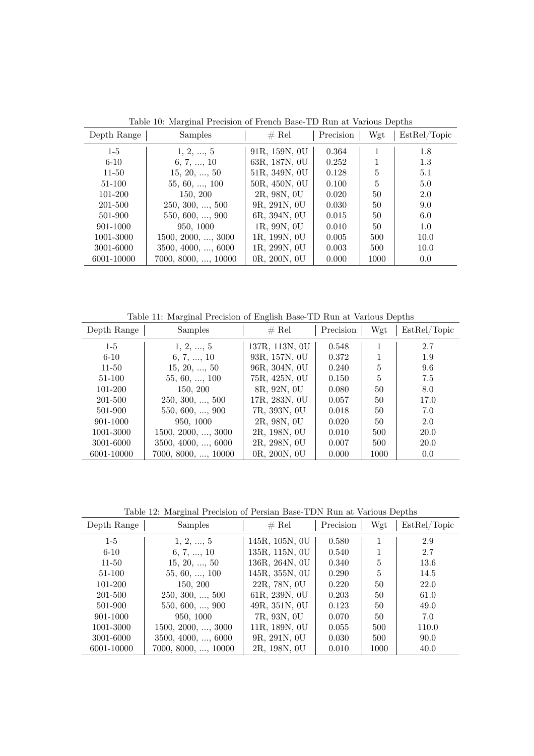Table 10: Marginal Precision of French Base-TD Run at Various Depths

| Depth Range | Samples | # Rel | Precision | Wgt | EstRel/Topic |
|---|---|---|---|---|---|
| 1-5 | 1, 2, ..., 5 | 91R, 159N, 0U | 0.364 | 1 | 1.8 |
| 6-10 | 6, 7, ..., 10 | 63R, 187N, 0U | 0.252 | 1 | 1.3 |
| 11-50 | 15, 20, ..., 50 | 51R, 349N, 0U | 0.128 | 5 | 5.1 |
| 51-100 | 55, 60, ..., 100 | 50R, 450N, 0U | 0.100 | 5 | 5.0 |
| 101-200 | 150, 200 | 2R, 98N, 0U | 0.020 | 50 | 2.0 |
| 201-500 | 250, 300, ..., 500 | 9R, 291N, 0U | 0.030 | 50 | 9.0 |
| 501-900 | 550, 600, ..., 900 | 6R, 394N, 0U | 0.015 | 50 | 6.0 |
| 901-1000 | 950, 1000 | 1R, 99N, 0U | 0.010 | 50 | 1.0 |
| 1001-3000 | 1500, 2000, ..., 3000 | 1R, 199N, 0U | 0.005 | 500 | 10.0 |
| 3001-6000 | 3500, 4000, ..., 6000 | 1R, 299N, 0U | 0.003 | 500 | 10.0 |
| 6001-10000 | 7000, 8000, ..., 10000 | 0R, 200N, 0U | 0.000 | 1000 | 0.0 |

Table 11: Marginal Precision of English Base-TD Run at Various Depths

| Depth Range | Samples | # Rel | Precision | Wgt | EstRel/Topic |
|---|---|---|---|---|---|
| 1-5 | 1, 2, ..., 5 | 137R, 113N, 0U | 0.548 | 1 | 2.7 |
| 6-10 | 6, 7, ..., 10 | 93R, 157N, 0U | 0.372 | 1 | 1.9 |
| 11-50 | 15, 20, ..., 50 | 96R, 304N, 0U | 0.240 | 5 | 9.6 |
| 51-100 | 55, 60, ..., 100 | 75R, 425N, 0U | 0.150 | 5 | 7.5 |
| 101-200 | 150, 200 | 8R, 92N, 0U | 0.080 | 50 | 8.0 |
| 201-500 | 250, 300, ..., 500 | 17R, 283N, 0U | 0.057 | 50 | 17.0 |
| 501-900 | 550, 600, ..., 900 | 7R, 393N, 0U | 0.018 | 50 | 7.0 |
| 901-1000 | 950, 1000 | 2R, 98N, 0U | 0.020 | 50 | 2.0 |
| 1001-3000 | 1500, 2000, ..., 3000 | 2R, 198N, 0U | 0.010 | 500 | 20.0 |
| 3001-6000 | 3500, 4000, ..., 6000 | 2R, 298N, 0U | 0.007 | 500 | 20.0 |
| 6001-10000 | 7000, 8000, ..., 10000 | 0R, 200N, 0U | 0.000 | 1000 | 0.0 |

Table 12: Marginal Precision of Persian Base-TDN Run at Various Depths

| Depth Range | Samples | # Rel | Precision | Wgt | EstRel/Topic |
|---|---|---|---|---|---|
| 1-5 | 1, 2, ..., 5 | 145R, 105N, 0U | 0.580 | 1 | 2.9 |
| 6-10 | 6, 7, ..., 10 | 135R, 115N, 0U | 0.540 | 1 | 2.7 |
| 11-50 | 15, 20, ..., 50 | 136R, 264N, 0U | 0.340 | 5 | 13.6 |
| 51-100 | 55, 60, ..., 100 | 145R, 355N, 0U | 0.290 | 5 | 14.5 |
| 101-200 | 150, 200 | 22R, 78N, 0U | 0.220 | 50 | 22.0 |
| 201-500 | 250, 300, ..., 500 | 61R, 239N, 0U | 0.203 | 50 | 61.0 |
| 501-900 | 550, 600, ..., 900 | 49R, 351N, 0U | 0.123 | 50 | 49.0 |
| 901-1000 | 950, 1000 | 7R, 93N, 0U | 0.070 | 50 | 7.0 |
| 1001-3000 | 1500, 2000, ..., 3000 | 11R, 189N, 0U | 0.055 | 500 | 110.0 |
| 3001-6000 | 3500, 4000, ..., 6000 | 9R, 291N, 0U | 0.030 | 500 | 90.0 |
| 6001-10000 | 7000, 8000, ..., 10000 | 2R, 198N, 0U | 0.010 | 1000 | 40.0 |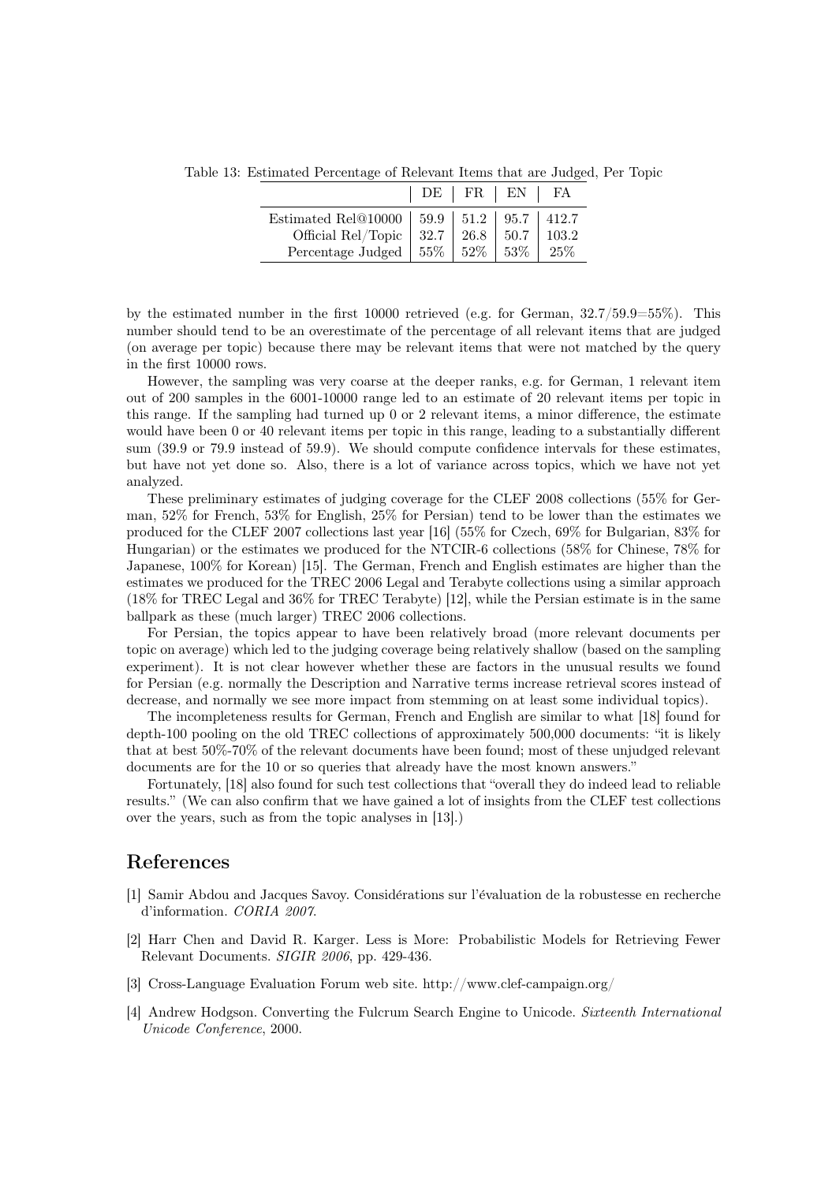Table 13: Estimated Percentage of Relevant Items that are Judged, Per Topic

| | DE | FR | EN | FA |
|---|---|---|---|---|
| Estimated Rel@10000 | 59.9 | 51.2 | 95.7 | 412.7 |
| Official Rel/Topic | 32.7 | 26.8 | 50.7 | 103.2 |
| Percentage Judged | 55% | 52% | 53% | 25% |

by the estimated number in the first 10000 retrieved (e.g. for German, 32.7/59.9=55%). This number should tend to be an overestimate of the percentage of all relevant items that are judged (on average per topic) because there may be relevant items that were not matched by the query in the first 10000 rows.

However, the sampling was very coarse at the deeper ranks, e.g. for German, 1 relevant item out of 200 samples in the 6001-10000 range led to an estimate of 20 relevant items per topic in this range. If the sampling had turned up 0 or 2 relevant items, a minor difference, the estimate would have been 0 or 40 relevant items per topic in this range, leading to a substantially different sum (39.9 or 79.9 instead of 59.9). We should compute confidence intervals for these estimates, but have not yet done so. Also, there is a lot of variance across topics, which we have not yet analyzed.

These preliminary estimates of judging coverage for the CLEF 2008 collections (55% for German, 52% for French, 53% for English, 25% for Persian) tend to be lower than the estimates we produced for the CLEF 2007 collections last year [16] (55% for Czech, 69% for Bulgarian, 83% for Hungarian) or the estimates we produced for the NTCIR-6 collections (58% for Chinese, 78% for Japanese, 100% for Korean) [15]. The German, French and English estimates are higher than the estimates we produced for the TREC 2006 Legal and Terabyte collections using a similar approach (18% for TREC Legal and 36% for TREC Terabyte) [12], while the Persian estimate is in the same ballpark as these (much larger) TREC 2006 collections.

For Persian, the topics appear to have been relatively broad (more relevant documents per topic on average) which led to the judging coverage being relatively shallow (based on the sampling experiment). It is not clear however whether these are factors in the unusual results we found for Persian (e.g. normally the Description and Narrative terms increase retrieval scores instead of decrease, and normally we see more impact from stemming on at least some individual topics).

The incompleteness results for German, French and English are similar to what [18] found for depth-100 pooling on the old TREC collections of approximately 500,000 documents: "it is likely that at best 50%-70% of the relevant documents have been found; most of these unjudged relevant documents are for the 10 or so queries that already have the most known answers."

Fortunately, [18] also found for such test collections that "overall they do indeed lead to reliable results." (We can also confirm that we have gained a lot of insights from the CLEF test collections over the years, such as from the topic analyses in [13].)

# References

[1] Samir Abdou and Jacques Savoy. Considérations sur l'évaluation de la robustesse en recherche d'information. *CORIA 2007*.

[2] Harr Chen and David R. Karger. Less is More: Probabilistic Models for Retrieving Fewer Relevant Documents. *SIGIR 2006*, pp. 429-436.

[3] Cross-Language Evaluation Forum web site. http://www.clef-campaign.org/

[4] Andrew Hodgson. Converting the Fulcrum Search Engine to Unicode. *Sixteenth International Unicode Conference*, 2000.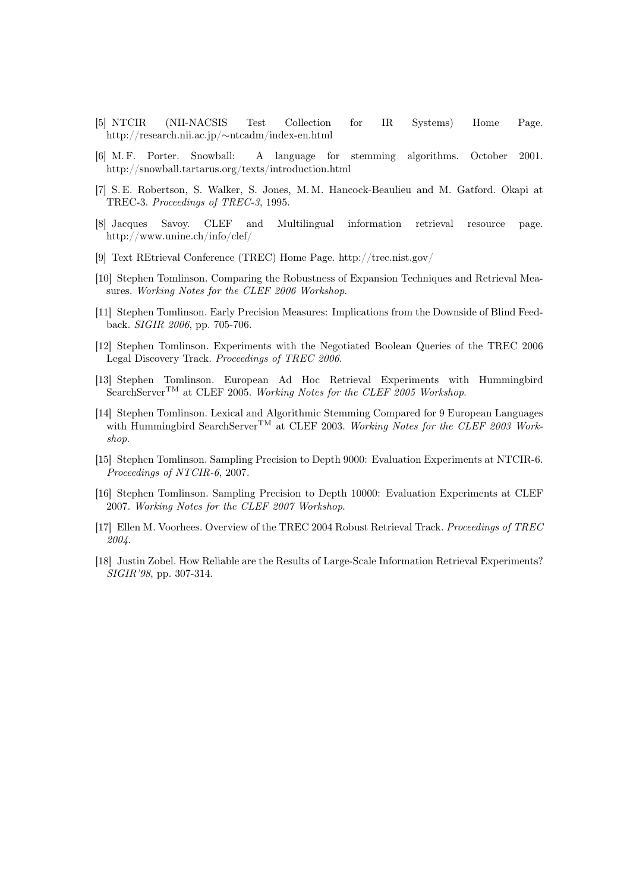[5] NTCIR (NII-NACSIS Test Collection for IR Systems) Home Page. http://research.nii.ac.jp/∼ntcadm/index-en.html

[6] M. F. Porter. Snowball: A language for stemming algorithms. October 2001. http://snowball.tartarus.org/texts/introduction.html

[7] S. E. Robertson, S. Walker, S. Jones, M. M. Hancock-Beaulieu and M. Gatford. Okapi at TREC-3. *Proceedings of TREC-3*, 1995.

[8] Jacques Savoy. CLEF and Multilingual information retrieval resource page. http://www.unine.ch/info/clef/

[9] Text REtrieval Conference (TREC) Home Page. http://trec.nist.gov/

[10] Stephen Tomlinson. Comparing the Robustness of Expansion Techniques and Retrieval Measures. *Working Notes for the CLEF 2006 Workshop.*

[11] Stephen Tomlinson. Early Precision Measures: Implications from the Downside of Blind Feedback. *SIGIR 2006*, pp. 705-706.

[12] Stephen Tomlinson. Experiments with the Negotiated Boolean Queries of the TREC 2006 Legal Discovery Track. *Proceedings of TREC 2006*.

[13] Stephen Tomlinson. European Ad Hoc Retrieval Experiments with Hummingbird SearchServer™ at CLEF 2005. *Working Notes for the CLEF 2005 Workshop*.

[14] Stephen Tomlinson. Lexical and Algorithmic Stemming Compared for 9 European Languages with Hummingbird SearchServer™ at CLEF 2003. *Working Notes for the CLEF 2003 Workshop*.

[15] Stephen Tomlinson. Sampling Precision to Depth 9000: Evaluation Experiments at NTCIR-6. *Proceedings of NTCIR-6*, 2007.

[16] Stephen Tomlinson. Sampling Precision to Depth 10000: Evaluation Experiments at CLEF 2007. *Working Notes for the CLEF 2007 Workshop*.

[17] Ellen M. Voorhees. Overview of the TREC 2004 Robust Retrieval Track. *Proceedings of TREC 2004*.

[18] Justin Zobel. How Reliable are the Results of Large-Scale Information Retrieval Experiments? *SIGIR'98*, pp. 307-314.